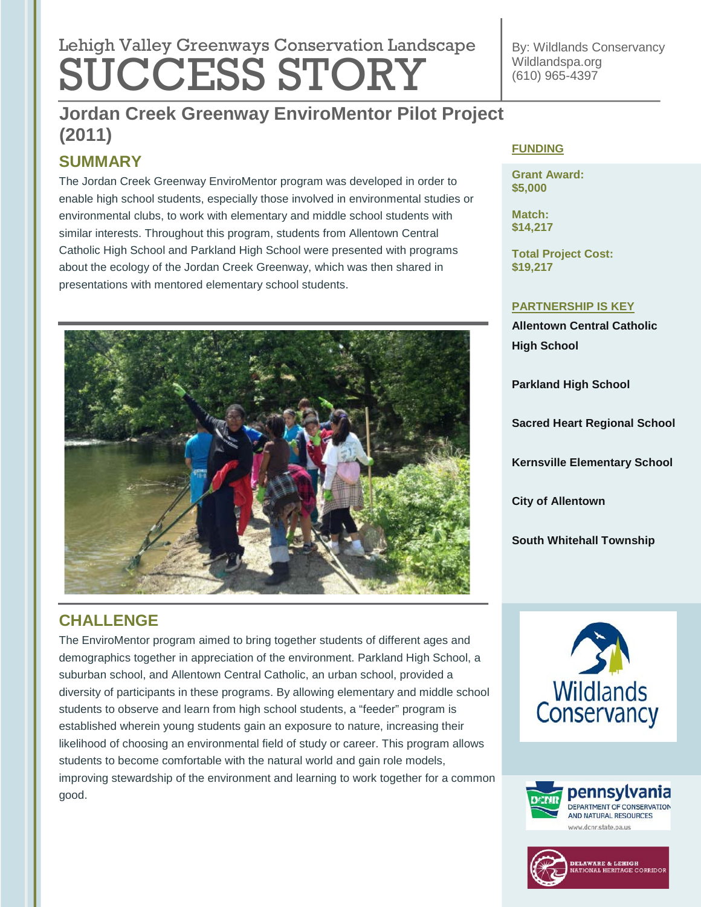Lehigh Valley Greenways Conservation Landscape

# SUCCESS STORY

By: Wildlands Conservancy
Wildlandspa.org
(610) 965-4397

## Jordan Creek Greenway EnviroMentor Pilot Project (2011)

### SUMMARY

The Jordan Creek Greenway EnviroMentor program was developed in order to enable high school students, especially those involved in environmental studies or environmental clubs, to work with elementary and middle school students with similar interests. Throughout this program, students from Allentown Central Catholic High School and Parkland High School were presented with programs about the ecology of the Jordan Creek Greenway, which was then shared in presentations with mentored elementary school students.

### CHALLENGE

The EnviroMentor program aimed to bring together students of different ages and demographics together in appreciation of the environment. Parkland High School, a suburban school, and Allentown Central Catholic, an urban school, provided a diversity of participants in these programs. By allowing elementary and middle school students to observe and learn from high school students, a "feeder" program is established wherein young students gain an exposure to nature, increasing their likelihood of choosing an environmental field of study or career. This program allows students to become comfortable with the natural world and gain role models, improving stewardship of the environment and learning to work together for a common good.

### FUNDING

**Grant Award:**
**$5,000**

**Match:**
**$14,217**

**Total Project Cost:**
**$19,217**

### PARTNERSHIP IS KEY

**Allentown Central Catholic High School**

**Parkland High School**

**Sacred Heart Regional School**

**Kernsville Elementary School**

**City of Allentown**

**South Whitehall Township**

Wildlands Conservancy

pennsylvania DEPARTMENT OF CONSERVATION AND NATURAL RESOURCES www.dcnr.state.pa.us

DELAWARE & LEHIGH NATIONAL HERITAGE CORRIDOR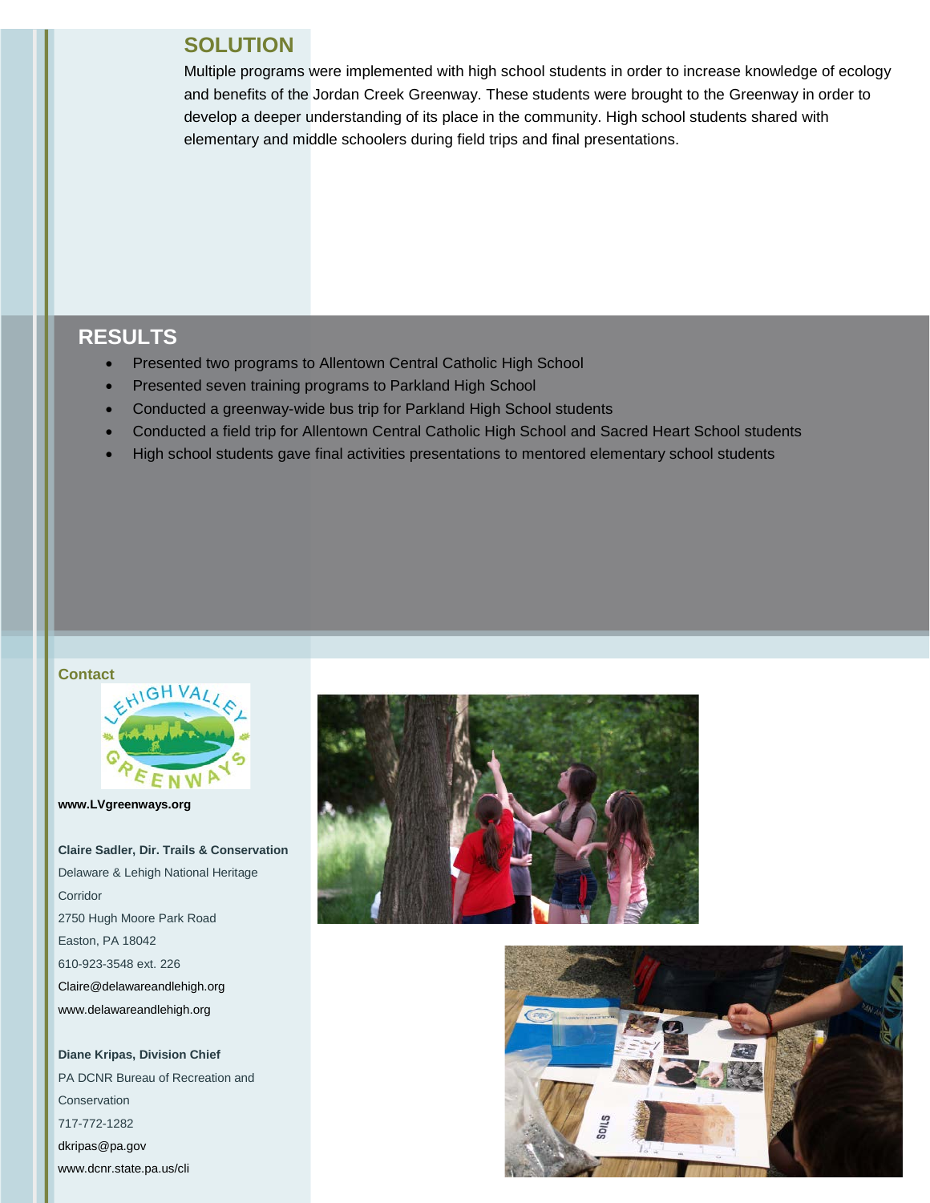## SOLUTION

Multiple programs were implemented with high school students in order to increase knowledge of ecology and benefits of the Jordan Creek Greenway. These students were brought to the Greenway in order to develop a deeper understanding of its place in the community. High school students shared with elementary and middle schoolers during field trips and final presentations.

## RESULTS

- Presented two programs to Allentown Central Catholic High School
- Presented seven training programs to Parkland High School
- Conducted a greenway-wide bus trip for Parkland High School students
- Conducted a field trip for Allentown Central Catholic High School and Sacred Heart School students
- High school students gave final activities presentations to mentored elementary school students

### Contact

**www.LVgreenways.org**

**Claire Sadler, Dir. Trails & Conservation**
Delaware & Lehigh National Heritage Corridor
2750 Hugh Moore Park Road
Easton, PA 18042
610-923-3548 ext. 226
Claire@delawareandlehigh.org
www.delawareandlehigh.org

**Diane Kripas, Division Chief**
PA DCNR Bureau of Recreation and Conservation
717-772-1282
dkripas@pa.gov
www.dcnr.state.pa.us/cli